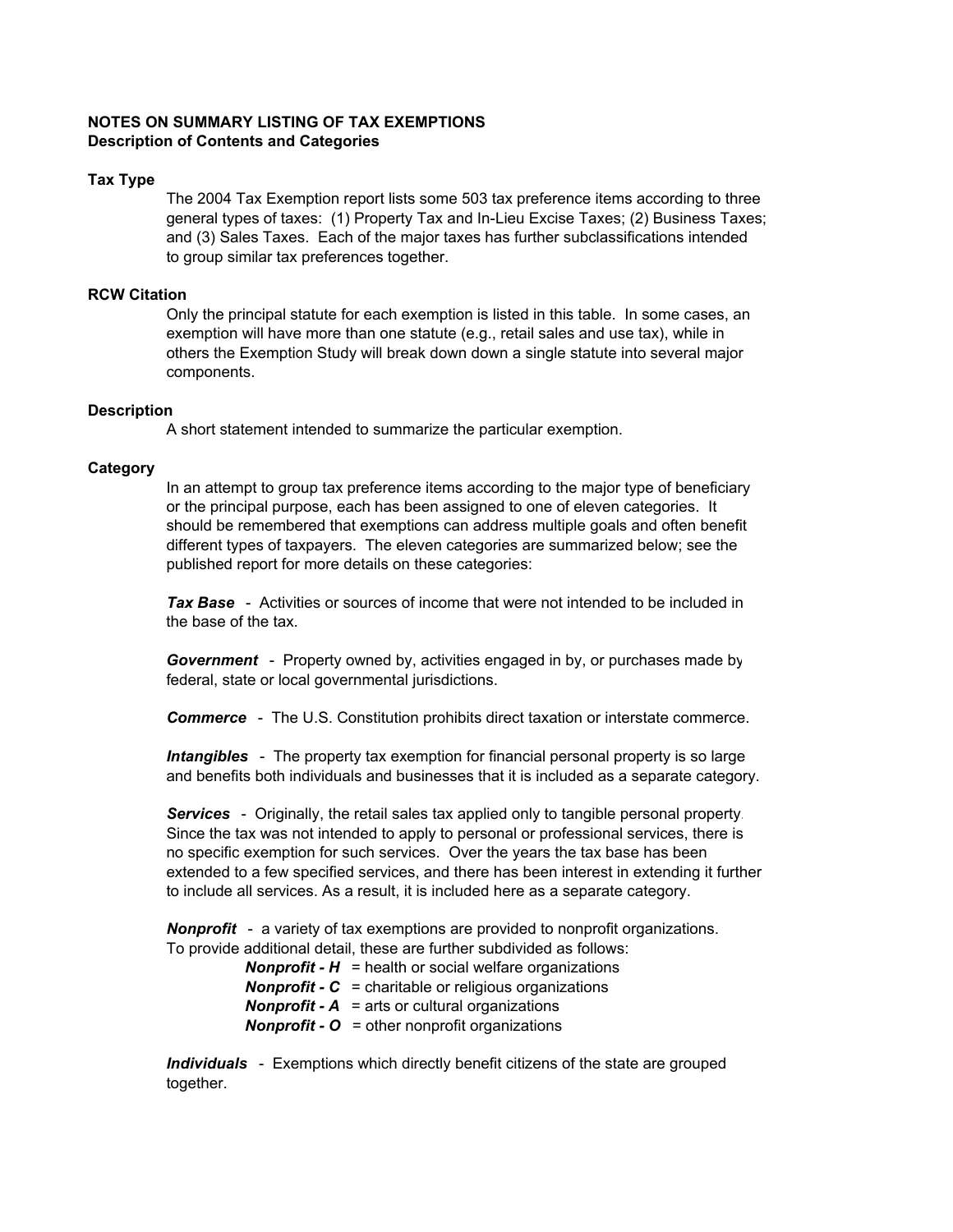# NOTES ON SUMMARY LISTING OF TAX EXEMPTIONS
## Description of Contents and Categories

### Tax Type

The 2004 Tax Exemption report lists some 503 tax preference items according to three general types of taxes: (1) Property Tax and In-Lieu Excise Taxes; (2) Business Taxes; and (3) Sales Taxes. Each of the major taxes has further subclassifications intended to group similar tax preferences together.

### RCW Citation

Only the principal statute for each exemption is listed in this table. In some cases, an exemption will have more than one statute (e.g., retail sales and use tax), while in others the Exemption Study will break down down a single statute into several major components.

### Description

A short statement intended to summarize the particular exemption.

### Category

In an attempt to group tax preference items according to the major type of beneficiary or the principal purpose, each has been assigned to one of eleven categories. It should be remembered that exemptions can address multiple goals and often benefit different types of taxpayers. The eleven categories are summarized below; see the published report for more details on these categories:

***Tax Base*** - Activities or sources of income that were not intended to be included in the base of the tax.

***Government*** - Property owned by, activities engaged in by, or purchases made by federal, state or local governmental jurisdictions.

***Commerce*** - The U.S. Constitution prohibits direct taxation or interstate commerce.

***Intangibles*** - The property tax exemption for financial personal property is so large and benefits both individuals and businesses that it is included as a separate category.

***Services*** - Originally, the retail sales tax applied only to tangible personal property. Since the tax was not intended to apply to personal or professional services, there is no specific exemption for such services. Over the years the tax base has been extended to a few specified services, and there has been interest in extending it further to include all services. As a result, it is included here as a separate category.

***Nonprofit*** - a variety of tax exemptions are provided to nonprofit organizations. To provide additional detail, these are further subdivided as follows:

- ***Nonprofit - H*** = health or social welfare organizations
- ***Nonprofit - C*** = charitable or religious organizations
- ***Nonprofit - A*** = arts or cultural organizations
- ***Nonprofit - O*** = other nonprofit organizations

***Individuals*** - Exemptions which directly benefit citizens of the state are grouped together.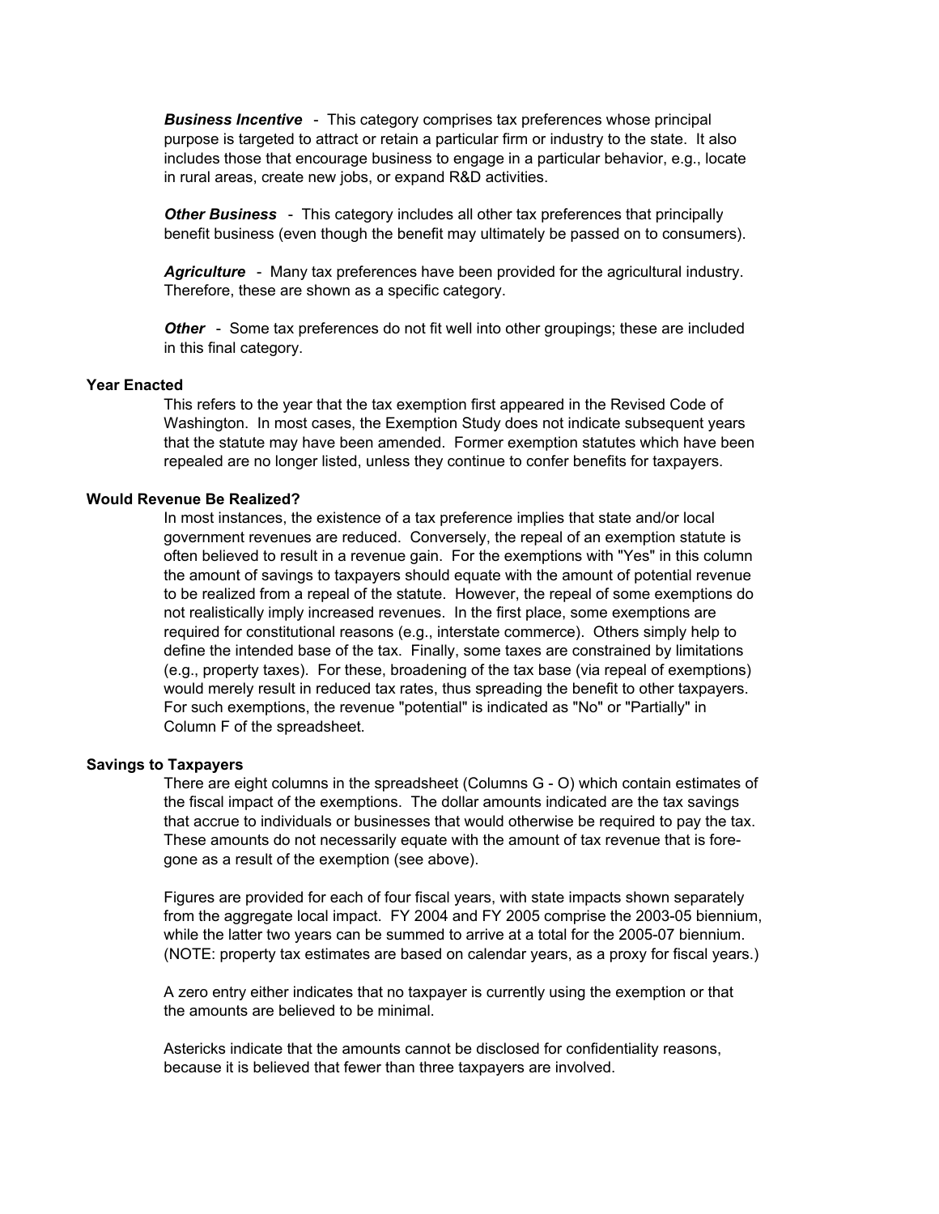***Business Incentive*** - This category comprises tax preferences whose principal purpose is targeted to attract or retain a particular firm or industry to the state. It also includes those that encourage business to engage in a particular behavior, e.g., locate in rural areas, create new jobs, or expand R&D activities.

***Other Business*** - This category includes all other tax preferences that principally benefit business (even though the benefit may ultimately be passed on to consumers).

***Agriculture*** - Many tax preferences have been provided for the agricultural industry. Therefore, these are shown as a specific category.

***Other*** - Some tax preferences do not fit well into other groupings; these are included in this final category.

**Year Enacted**

This refers to the year that the tax exemption first appeared in the Revised Code of Washington. In most cases, the Exemption Study does not indicate subsequent years that the statute may have been amended. Former exemption statutes which have been repealed are no longer listed, unless they continue to confer benefits for taxpayers.

**Would Revenue Be Realized?**

In most instances, the existence of a tax preference implies that state and/or local government revenues are reduced. Conversely, the repeal of an exemption statute is often believed to result in a revenue gain. For the exemptions with "Yes" in this column the amount of savings to taxpayers should equate with the amount of potential revenue to be realized from a repeal of the statute. However, the repeal of some exemptions do not realistically imply increased revenues. In the first place, some exemptions are required for constitutional reasons (e.g., interstate commerce). Others simply help to define the intended base of the tax. Finally, some taxes are constrained by limitations (e.g., property taxes). For these, broadening of the tax base (via repeal of exemptions) would merely result in reduced tax rates, thus spreading the benefit to other taxpayers. For such exemptions, the revenue "potential" is indicated as "No" or "Partially" in Column F of the spreadsheet.

**Savings to Taxpayers**

There are eight columns in the spreadsheet (Columns G - O) which contain estimates of the fiscal impact of the exemptions. The dollar amounts indicated are the tax savings that accrue to individuals or businesses that would otherwise be required to pay the tax. These amounts do not necessarily equate with the amount of tax revenue that is fore-gone as a result of the exemption (see above).

Figures are provided for each of four fiscal years, with state impacts shown separately from the aggregate local impact. FY 2004 and FY 2005 comprise the 2003-05 biennium, while the latter two years can be summed to arrive at a total for the 2005-07 biennium. (NOTE: property tax estimates are based on calendar years, as a proxy for fiscal years.)

A zero entry either indicates that no taxpayer is currently using the exemption or that the amounts are believed to be minimal.

Astericks indicate that the amounts cannot be disclosed for confidentiality reasons, because it is believed that fewer than three taxpayers are involved.